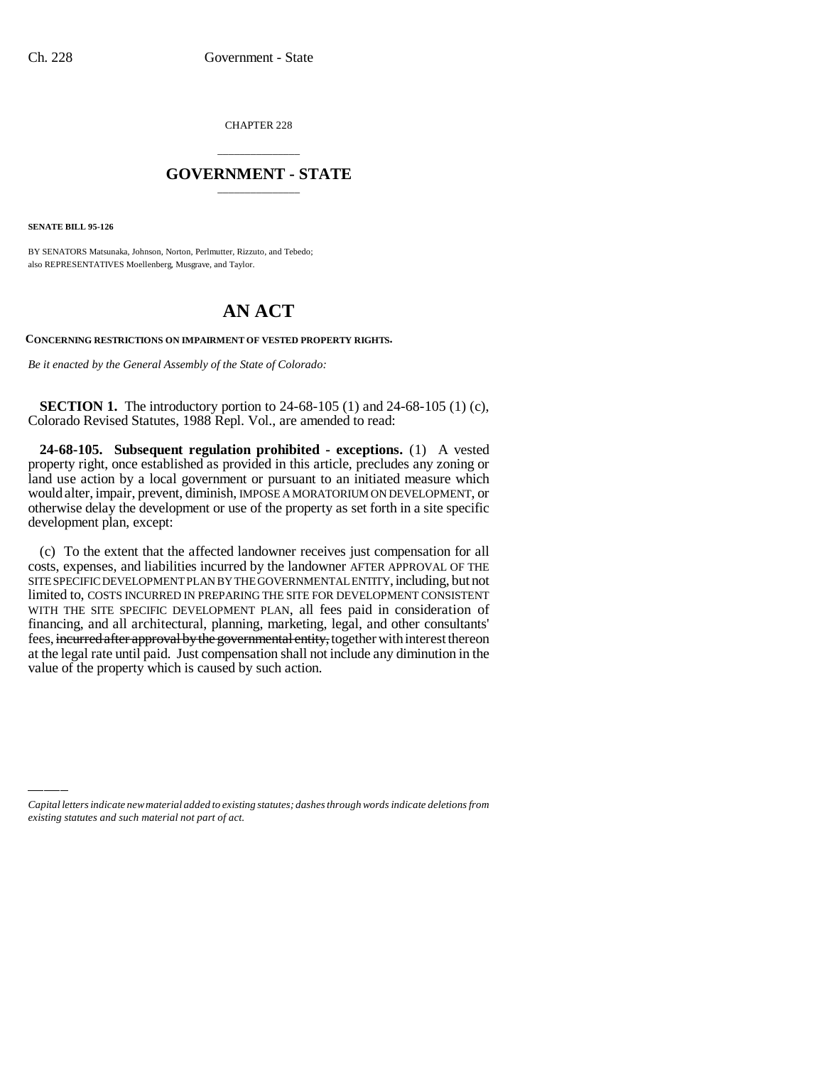CHAPTER 228

# GOVERNMENT - STATE

**SENATE BILL 95-126**

BY SENATORS Matsunaka, Johnson, Norton, Perlmutter, Rizzuto, and Tebedo;
also REPRESENTATIVES Moellenberg, Musgrave, and Taylor.

# AN ACT

**CONCERNING RESTRICTIONS ON IMPAIRMENT OF VESTED PROPERTY RIGHTS.**

*Be it enacted by the General Assembly of the State of Colorado:*

**SECTION 1.** The introductory portion to 24-68-105 (1) and 24-68-105 (1) (c), Colorado Revised Statutes, 1988 Repl. Vol., are amended to read:

**24-68-105. Subsequent regulation prohibited - exceptions.** (1) A vested property right, once established as provided in this article, precludes any zoning or land use action by a local government or pursuant to an initiated measure which would alter, impair, prevent, diminish, IMPOSE A MORATORIUM ON DEVELOPMENT, or otherwise delay the development or use of the property as set forth in a site specific development plan, except:

(c) To the extent that the affected landowner receives just compensation for all costs, expenses, and liabilities incurred by the landowner AFTER APPROVAL OF THE SITE SPECIFIC DEVELOPMENT PLAN BY THE GOVERNMENTAL ENTITY, including, but not limited to, COSTS INCURRED IN PREPARING THE SITE FOR DEVELOPMENT CONSISTENT WITH THE SITE SPECIFIC DEVELOPMENT PLAN, all fees paid in consideration of financing, and all architectural, planning, marketing, legal, and other consultants' fees, ~~incurred after approval by the governmental entity,~~ together with interest thereon at the legal rate until paid. Just compensation shall not include any diminution in the value of the property which is caused by such action.

*Capital letters indicate new material added to existing statutes; dashes through words indicate deletions from existing statutes and such material not part of act.*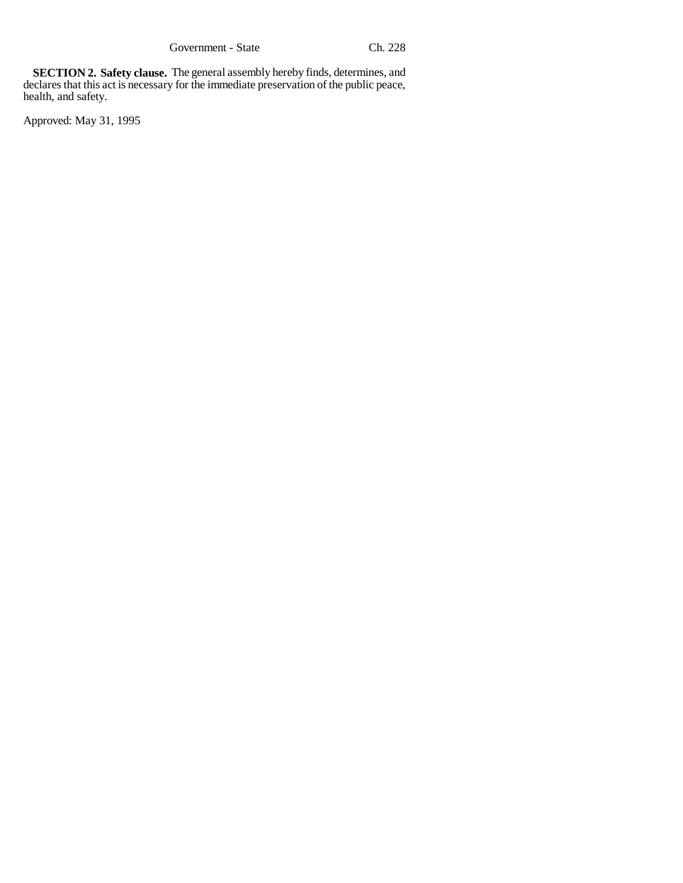**SECTION 2. Safety clause.** The general assembly hereby finds, determines, and declares that this act is necessary for the immediate preservation of the public peace, health, and safety.

Approved: May 31, 1995